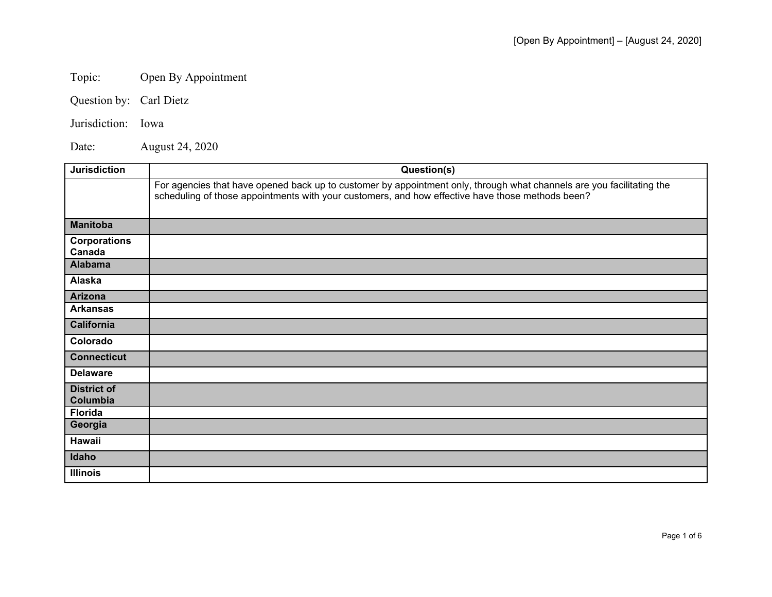Topic: Open By Appointment

Question by: Carl Dietz

Jurisdiction: Iowa

Date: August 24, 2020

| Jurisdiction | Question(s) |
| --- | --- |
| | For agencies that have opened back up to customer by appointment only, through what channels are you facilitating the scheduling of those appointments with your customers, and how effective have those methods been? |
| Manitoba | |
| Corporations Canada | |
| Alabama | |
| Alaska | |
| Arizona | |
| Arkansas | |
| California | |
| Colorado | |
| Connecticut | |
| Delaware | |
| District of Columbia | |
| Florida | |
| Georgia | |
| Hawaii | |
| Idaho | |
| Illinois | |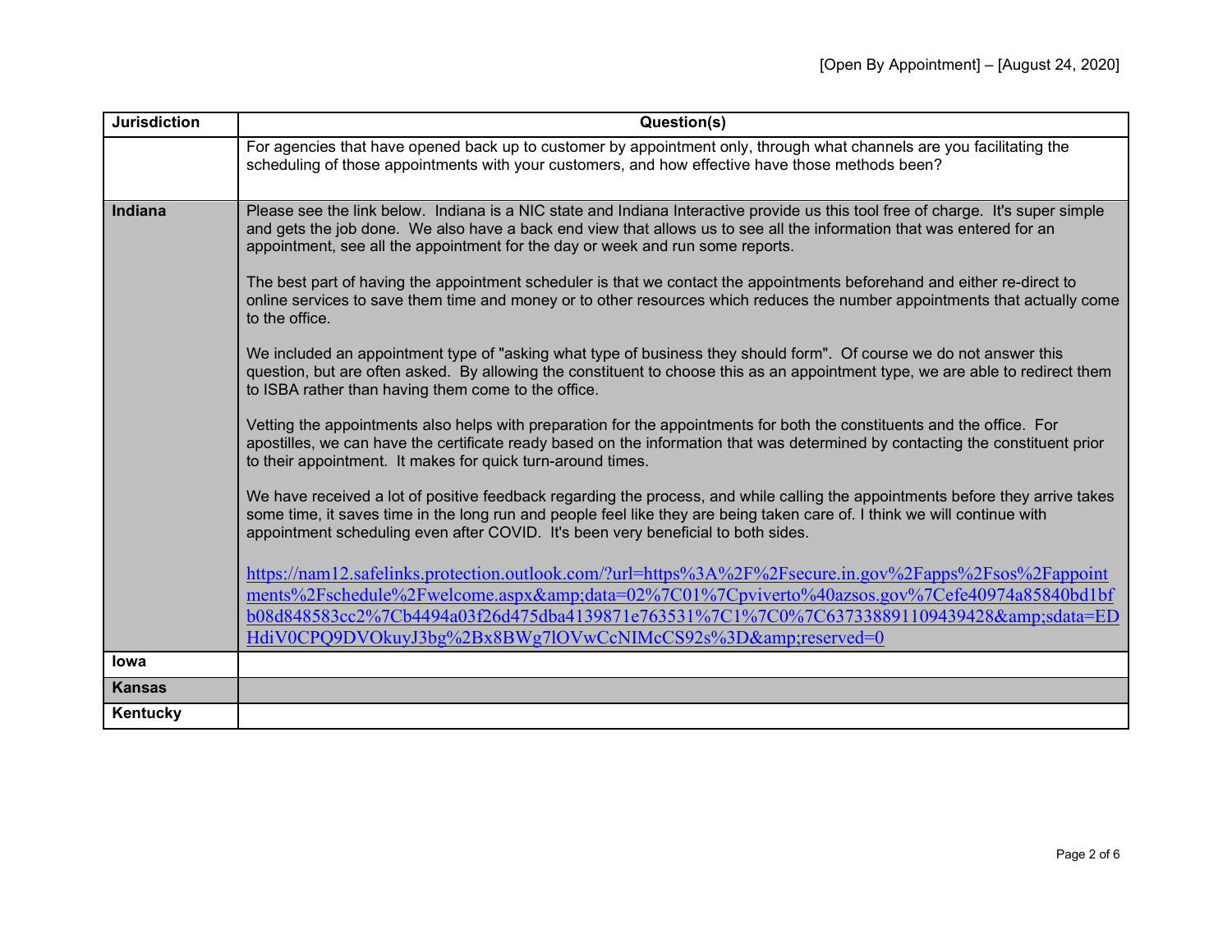| Jurisdiction | Question(s) |
|---|---|
| | For agencies that have opened back up to customer by appointment only, through what channels are you facilitating the scheduling of those appointments with your customers, and how effective have those methods been? |
| **Indiana** | Please see the link below. Indiana is a NIC state and Indiana Interactive provide us this tool free of charge. It's super simple and gets the job done. We also have a back end view that allows us to see all the information that was entered for an appointment, see all the appointment for the day or week and run some reports.<br><br>The best part of having the appointment scheduler is that we contact the appointments beforehand and either re-direct to online services to save them time and money or to other resources which reduces the number appointments that actually come to the office.<br><br>We included an appointment type of "asking what type of business they should form". Of course we do not answer this question, but are often asked. By allowing the constituent to choose this as an appointment type, we are able to redirect them to ISBA rather than having them come to the office.<br><br>Vetting the appointments also helps with preparation for the appointments for both the constituents and the office. For apostilles, we can have the certificate ready based on the information that was determined by contacting the constituent prior to their appointment. It makes for quick turn-around times.<br><br>We have received a lot of positive feedback regarding the process, and while calling the appointments before they arrive takes some time, it saves time in the long run and people feel like they are being taken care of. I think we will continue with appointment scheduling even after COVID. It's been very beneficial to both sides.<br><br>https://nam12.safelinks.protection.outlook.com/?url=https%3A%2F%2Fsecure.in.gov%2Fapps%2Fsos%2Fappointments%2Fschedule%2Fwelcome.aspx&amp;data=02%7C01%7Cpviverto%40azsos.gov%7Cefe40974a85840bd1bfb08d848583cc2%7Cb4494a03f26d475dba4139871e763531%7C1%7C0%7C637338891109439428&amp;sdata=EDHdiV0CPQ9DVOkuyJ3bg%2Bx8BWg7lOVwCcNIMcCS92s%3D&amp;reserved=0 |
| **Iowa** | |
| **Kansas** | |
| **Kentucky** | |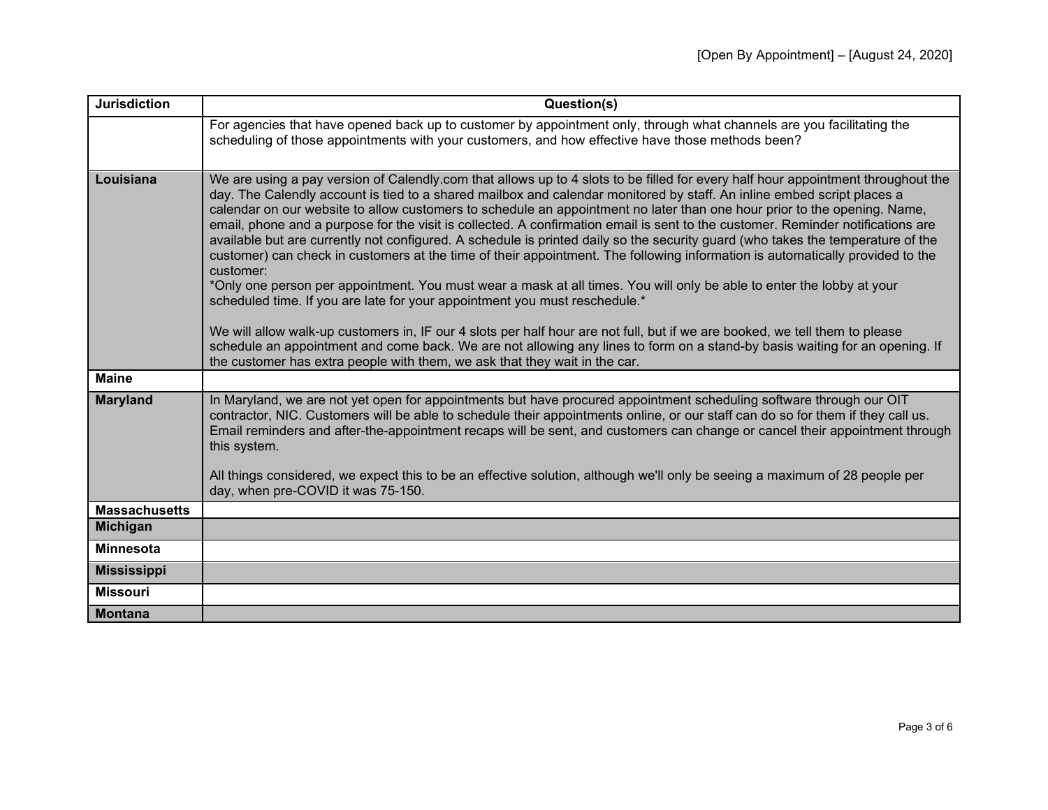| Jurisdiction | Question(s) |
|---|---|
| | For agencies that have opened back up to customer by appointment only, through what channels are you facilitating the scheduling of those appointments with your customers, and how effective have those methods been? |
| **Louisiana** | We are using a pay version of Calendly.com that allows up to 4 slots to be filled for every half hour appointment throughout the day. The Calendly account is tied to a shared mailbox and calendar monitored by staff. An inline embed script places a calendar on our website to allow customers to schedule an appointment no later than one hour prior to the opening. Name, email, phone and a purpose for the visit is collected. A confirmation email is sent to the customer. Reminder notifications are available but are currently not configured. A schedule is printed daily so the security guard (who takes the temperature of the customer) can check in customers at the time of their appointment. The following information is automatically provided to the customer:<br>*Only one person per appointment. You must wear a mask at all times. You will only be able to enter the lobby at your scheduled time. If you are late for your appointment you must reschedule.*<br><br>We will allow walk-up customers in, IF our 4 slots per half hour are not full, but if we are booked, we tell them to please schedule an appointment and come back. We are not allowing any lines to form on a stand-by basis waiting for an opening. If the customer has extra people with them, we ask that they wait in the car. |
| **Maine** | |
| **Maryland** | In Maryland, we are not yet open for appointments but have procured appointment scheduling software through our OIT contractor, NIC. Customers will be able to schedule their appointments online, or our staff can do so for them if they call us. Email reminders and after-the-appointment recaps will be sent, and customers can change or cancel their appointment through this system.<br><br>All things considered, we expect this to be an effective solution, although we'll only be seeing a maximum of 28 people per day, when pre-COVID it was 75-150. |
| **Massachusetts** | |
| **Michigan** | |
| **Minnesota** | |
| **Mississippi** | |
| **Missouri** | |
| **Montana** | |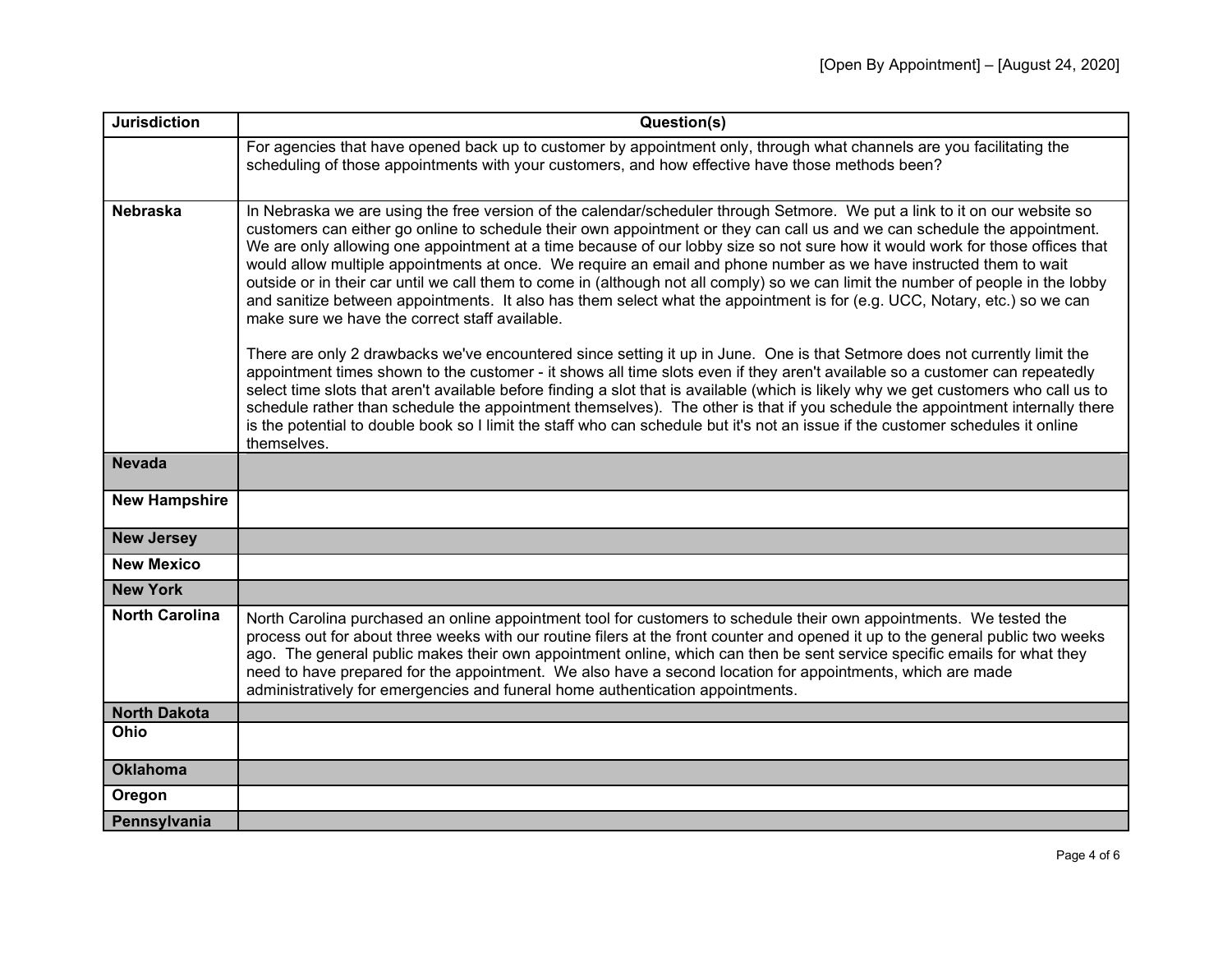| Jurisdiction | Question(s) |
|---|---|
| | For agencies that have opened back up to customer by appointment only, through what channels are you facilitating the scheduling of those appointments with your customers, and how effective have those methods been? |
| **Nebraska** | In Nebraska we are using the free version of the calendar/scheduler through Setmore. We put a link to it on our website so customers can either go online to schedule their own appointment or they can call us and we can schedule the appointment. We are only allowing one appointment at a time because of our lobby size so not sure how it would work for those offices that would allow multiple appointments at once. We require an email and phone number as we have instructed them to wait outside or in their car until we call them to come in (although not all comply) so we can limit the number of people in the lobby and sanitize between appointments. It also has them select what the appointment is for (e.g. UCC, Notary, etc.) so we can make sure we have the correct staff available.<br><br>There are only 2 drawbacks we've encountered since setting it up in June. One is that Setmore does not currently limit the appointment times shown to the customer - it shows all time slots even if they aren't available so a customer can repeatedly select time slots that aren't available before finding a slot that is available (which is likely why we get customers who call us to schedule rather than schedule the appointment themselves). The other is that if you schedule the appointment internally there is the potential to double book so I limit the staff who can schedule but it's not an issue if the customer schedules it online themselves. |
| **Nevada** | |
| **New Hampshire** | |
| **New Jersey** | |
| **New Mexico** | |
| **New York** | |
| **North Carolina** | North Carolina purchased an online appointment tool for customers to schedule their own appointments. We tested the process out for about three weeks with our routine filers at the front counter and opened it up to the general public two weeks ago. The general public makes their own appointment online, which can then be sent service specific emails for what they need to have prepared for the appointment. We also have a second location for appointments, which are made administratively for emergencies and funeral home authentication appointments. |
| **North Dakota** | |
| **Ohio** | |
| **Oklahoma** | |
| **Oregon** | |
| **Pennsylvania** | |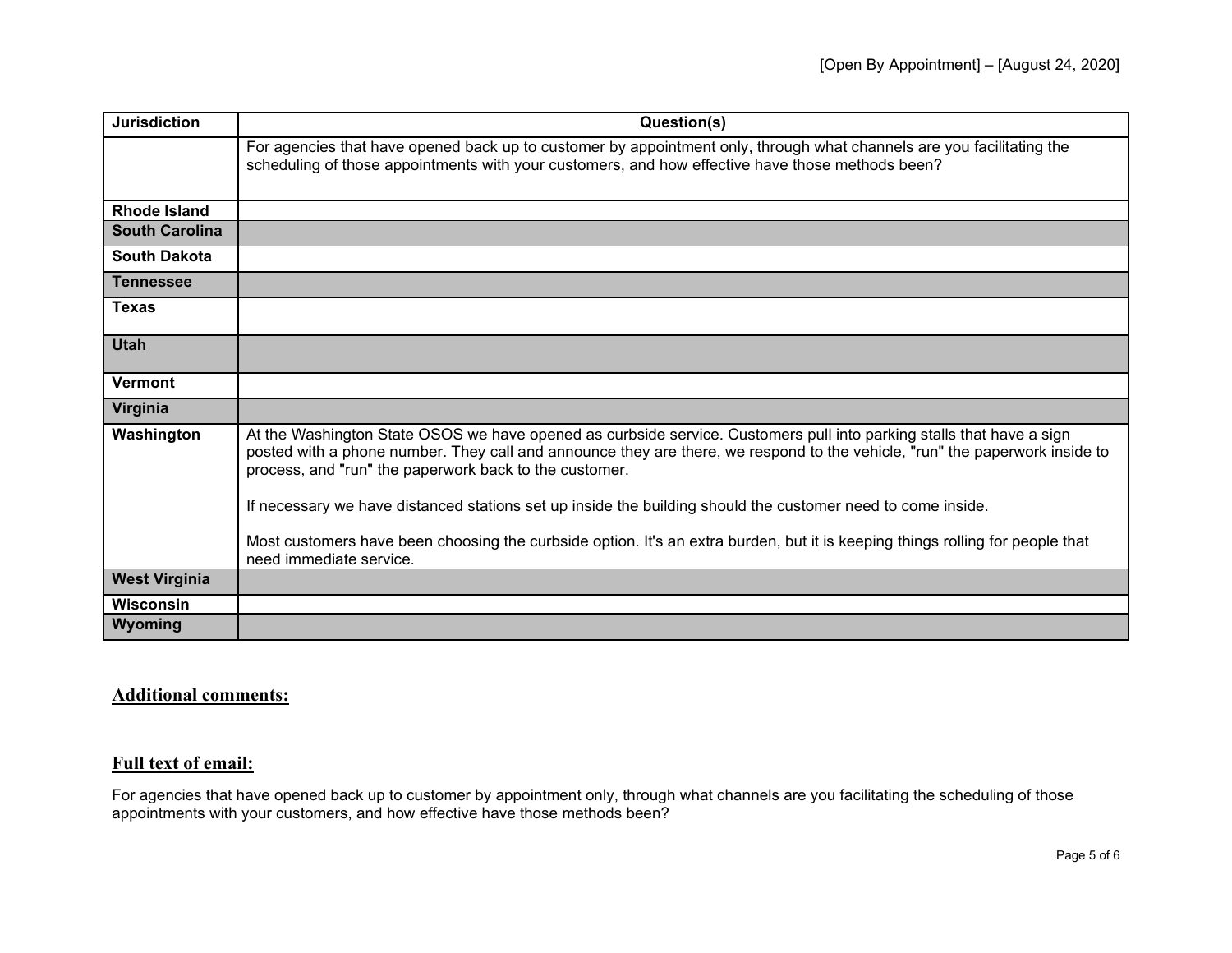| Jurisdiction | Question(s) |
|---|---|
| | For agencies that have opened back up to customer by appointment only, through what channels are you facilitating the scheduling of those appointments with your customers, and how effective have those methods been? |
| **Rhode Island** | |
| **South Carolina** | |
| **South Dakota** | |
| **Tennessee** | |
| **Texas** | |
| **Utah** | |
| **Vermont** | |
| **Virginia** | |
| **Washington** | At the Washington State OSOS we have opened as curbside service. Customers pull into parking stalls that have a sign posted with a phone number. They call and announce they are there, we respond to the vehicle, "run" the paperwork inside to process, and "run" the paperwork back to the customer.<br><br>If necessary we have distanced stations set up inside the building should the customer need to come inside.<br><br>Most customers have been choosing the curbside option. It's an extra burden, but it is keeping things rolling for people that need immediate service. |
| **West Virginia** | |
| **Wisconsin** | |
| **Wyoming** | |

## Additional comments:

## Full text of email:

For agencies that have opened back up to customer by appointment only, through what channels are you facilitating the scheduling of those appointments with your customers, and how effective have those methods been?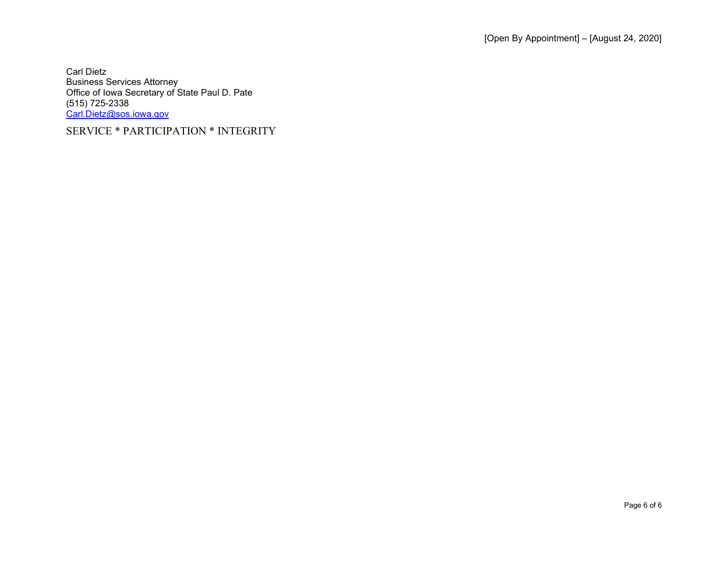Carl Dietz
Business Services Attorney
Office of Iowa Secretary of State Paul D. Pate
(515) 725-2338
[Carl.Dietz@sos.iowa.gov](mailto:Carl.Dietz@sos.iowa.gov)

SERVICE * PARTICIPATION * INTEGRITY